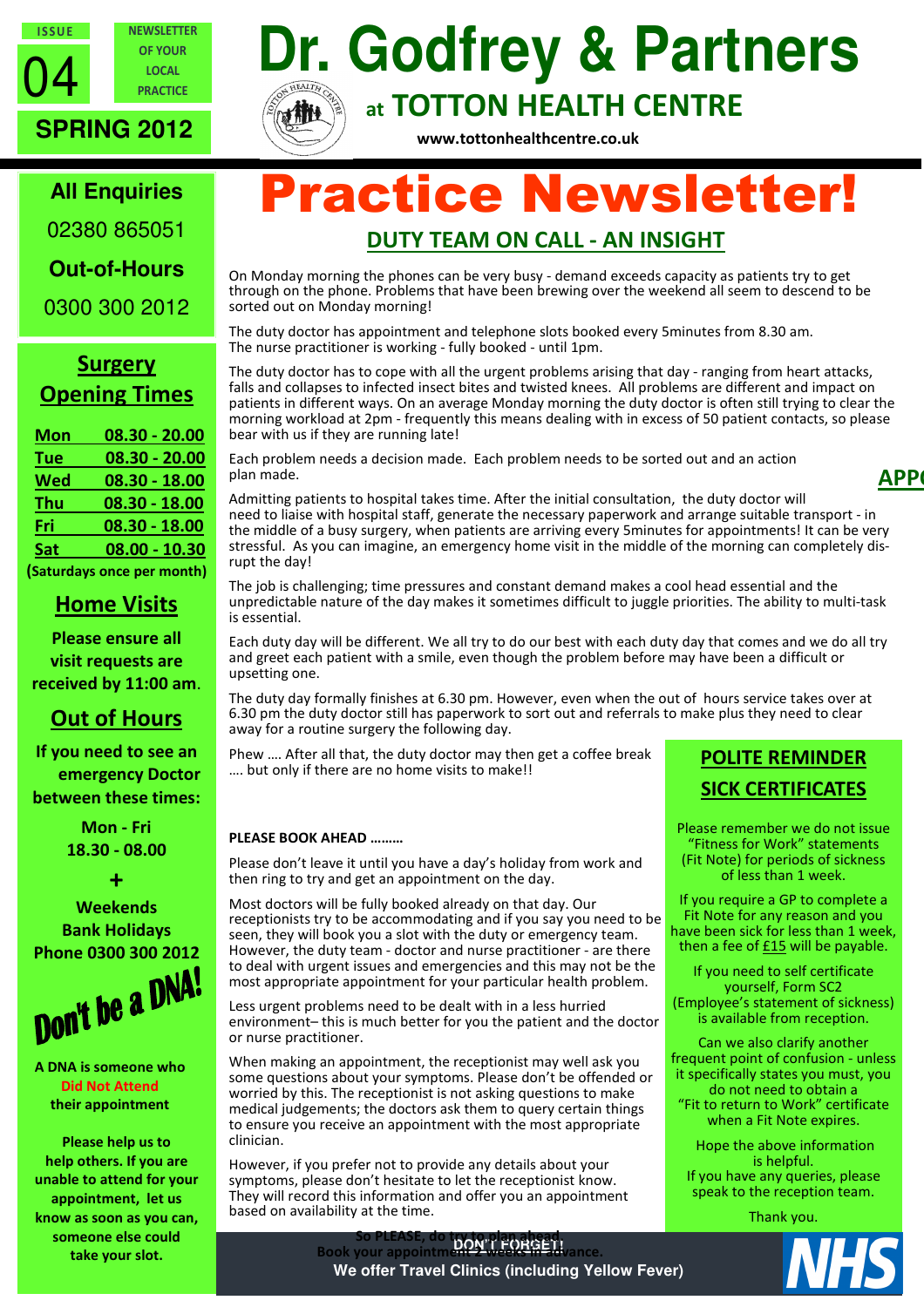ISSUE 04

NEWSLETTER OF YOUR LOCAL PRACTICE

SPRING 2012

# Dr. Godfrey & Partners

## at TOTTON HEALTH CENTRE

www.tottonhealthcentre.co.uk

**All Enquiries**

02380 865051

**Out-of-Hours**

0300 300 2012

## Surgery Opening Times

| | |
|---|---|
| Mon | 08.30 - 20.00 |
| Tue | 08.30 - 20.00 |
| Wed | 08.30 - 18.00 |
| Thu | 08.30 - 18.00 |
| Fri | 08.30 - 18.00 |
| Sat | 08.00 - 10.30 |

**(Saturdays once per month)**

## Home Visits

**Please ensure all visit requests are received by 11:00 am.**

## Out of Hours

**If you need to see an emergency Doctor between these times:**

**Mon - Fri**
**18.30 - 08.00**

**+**

**Weekends**
**Bank Holidays**
**Phone 0300 300 2012**

## Don't be a DNA!

**A DNA is someone who Did Not Attend their appointment**

**Please help us to help others. If you are unable to attend for your appointment, let us know as soon as you can, someone else could take your slot.**

# Practice Newsletter!

## DUTY TEAM ON CALL - AN INSIGHT

On Monday morning the phones can be very busy - demand exceeds capacity as patients try to get through on the phone. Problems that have been brewing over the weekend all seem to descend to be sorted out on Monday morning!

The duty doctor has appointment and telephone slots booked every 5minutes from 8.30 am. The nurse practitioner is working - fully booked - until 1pm.

The duty doctor has to cope with all the urgent problems arising that day - ranging from heart attacks, falls and collapses to infected insect bites and twisted knees. All problems are different and impact on patients in different ways. On an average Monday morning the duty doctor is often still trying to clear the morning workload at 2pm - frequently this means dealing with in excess of 50 patient contacts, so please bear with us if they are running late!

Each problem needs a decision made. Each problem needs to be sorted out and an action plan made.

Admitting patients to hospital takes time. After the initial consultation, the duty doctor will need to liaise with hospital staff, generate the necessary paperwork and arrange suitable transport - in the middle of a busy surgery, when patients are arriving every 5minutes for appointments! It can be very stressful. As you can imagine, an emergency home visit in the middle of the morning can completely disrupt the day!

The job is challenging; time pressures and constant demand makes a cool head essential and the unpredictable nature of the day makes it sometimes difficult to juggle priorities. The ability to multi-task is essential.

Each duty day will be different. We all try to do our best with each duty day that comes and we do all try and greet each patient with a smile, even though the problem before may have been a difficult or upsetting one.

The duty day formally finishes at 6.30 pm. However, even when the out of hours service takes over at 6.30 pm the duty doctor still has paperwork to sort out and referrals to make plus they need to clear away for a routine surgery the following day.

Phew …. After all that, the duty doctor may then get a coffee break …. but only if there are no home visits to make!!

**PLEASE BOOK AHEAD ………**

Please don't leave it until you have a day's holiday from work and then ring to try and get an appointment on the day.

Most doctors will be fully booked already on that day. Our receptionists try to be accommodating and if you say you need to be seen, they will book you a slot with the duty or emergency team. However, the duty team - doctor and nurse practitioner - are there to deal with urgent issues and emergencies and this may not be the most appropriate appointment for your particular health problem.

Less urgent problems need to be dealt with in a less hurried environment– this is much better for you the patient and the doctor or nurse practitioner.

When making an appointment, the receptionist may well ask you some questions about your symptoms. Please don't be offended or worried by this. The receptionist is not asking questions to make medical judgements; the doctors ask them to query certain things to ensure you receive an appointment with the most appropriate clinician.

However, if you prefer not to provide any details about your symptoms, please don't hesitate to let the receptionist know. They will record this information and offer you an appointment based on availability at the time.

**So PLEASE, do try to plan ahead**
**Book your appointment 2 weeks in advance.**

## POLITE REMINDER SICK CERTIFICATES

Please remember we do not issue "Fitness for Work" statements (Fit Note) for periods of sickness of less than 1 week.

If you require a GP to complete a Fit Note for any reason and you have been sick for less than 1 week, then a fee of £15 will be payable.

If you need to self certificate yourself, Form SC2 (Employee's statement of sickness) is available from reception.

Can we also clarify another frequent point of confusion - unless it specifically states you must, you do not need to obtain a "Fit to return to Work" certificate when a Fit Note expires.

Hope the above information is helpful.
If you have any queries, please speak to the reception team.

Thank you.

**DON'T FORGET!**

**We offer Travel Clinics (including Yellow Fever)**

NHS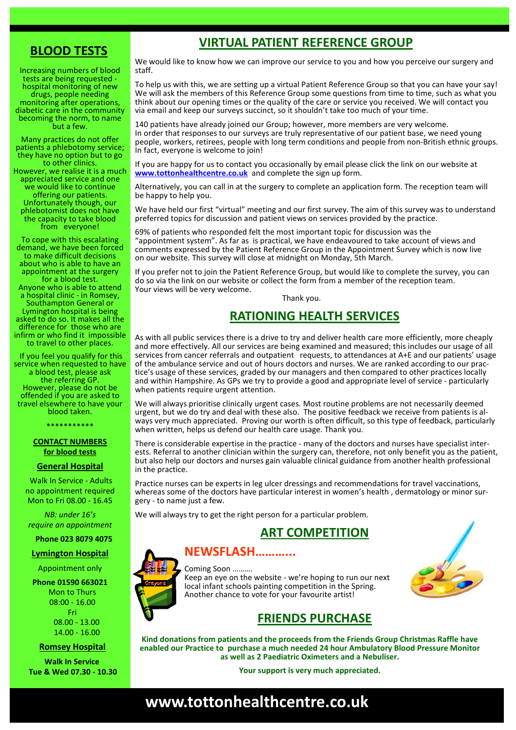## BLOOD TESTS

Increasing numbers of blood tests are being requested - hospital monitoring of new drugs, people needing monitoring after operations, diabetic care in the community becoming the norm, to name but a few.

Many practices do not offer patients a phlebotomy service; they have no option but to go to other clinics. However, we realise it is a much appreciated service and one we would like to continue offering our patients. Unfortunately though, our phlebotomist does not have the capacity to take blood from everyone!

To cope with this escalating demand, we have been forced to make difficult decisions about who is able to have an appointment at the surgery for a blood test. Anyone who is able to attend a hospital clinic - in Romsey, Southampton General or Lymington hospital is being asked to do so. It makes all the difference for those who are infirm or who find it impossible to travel to other places.

If you feel you qualify for this service when requested to have a blood test, please ask the referring GP. However, please do not be offended if you are asked to travel elsewhere to have your blood taken.

***********

**CONTACT NUMBERS for blood tests**

**General Hospital**

Walk In Service - Adults no appointment required Mon to Fri 08.00 - 16.45

*NB: under 16's require an appointment*

**Phone 023 8079 4075**

**Lymington Hospital**

Appointment only

**Phone 01590 663021**
Mon to Thurs
08:00 - 16.00
Fri
08.00 - 13.00
14.00 - 16.00

**Romsey Hospital**

**Walk In Service**
**Tue & Wed 07.30 - 10.30**

## VIRTUAL PATIENT REFERENCE GROUP

We would like to know how we can improve our service to you and how you perceive our surgery and staff.

To help us with this, we are setting up a virtual Patient Reference Group so that you can have your say! We will ask the members of this Reference Group some questions from time to time, such as what you think about our opening times or the quality of the care or service you received. We will contact you via email and keep our surveys succinct, so it shouldn't take too much of your time.

140 patients have already joined our Group; however, more members are very welcome. In order that responses to our surveys are truly representative of our patient base, we need young people, workers, retirees, people with long term conditions and people from non-British ethnic groups. In fact, everyone is welcome to join!

If you are happy for us to contact you occasionally by email please click the link on our website at **www.tottonhealthcentre.co.uk** and complete the sign up form.

Alternatively, you can call in at the surgery to complete an application form. The reception team will be happy to help you.

We have held our first "virtual" meeting and our first survey. The aim of this survey was to understand preferred topics for discussion and patient views on services provided by the practice.

69% of patients who responded felt the most important topic for discussion was the "appointment system". As far as is practical, we have endeavoured to take account of views and comments expressed by the Patient Reference Group in the Appointment Survey which is now live on our website. This survey will close at midnight on Monday, 5th March.

If you prefer not to join the Patient Reference Group, but would like to complete the survey, you can do so via the link on our website or collect the form from a member of the reception team. Your views will be very welcome.

Thank you.

## RATIONING HEALTH SERVICES

As with all public services there is a drive to try and deliver health care more efficiently, more cheaply and more effectively. All our services are being examined and measured; this includes our usage of all services from cancer referrals and outpatient requests, to attendances at A+E and our patients' usage of the ambulance service and out of hours doctors and nurses. We are ranked according to our practice's usage of these services, graded by our managers and then compared to other practices locally and within Hampshire. As GPs we try to provide a good and appropriate level of service - particularly when patients require urgent attention.

We will always prioritise clinically urgent cases. Most routine problems are not necessarily deemed urgent, but we do try and deal with these also. The positive feedback we receive from patients is always very much appreciated. Proving our worth is often difficult, so this type of feedback, particularly when written, helps us defend our health care usage. Thank you.

There is considerable expertise in the practice - many of the doctors and nurses have specialist interests. Referral to another clinician within the surgery can, therefore, not only benefit you as the patient, but also help our doctors and nurses gain valuable clinical guidance from another health professional in the practice.

Practice nurses can be experts in leg ulcer dressings and recommendations for travel vaccinations, whereas some of the doctors have particular interest in women's health , dermatology or minor surgery - to name just a few.

We will always try to get the right person for a particular problem.

## ART COMPETITION

### NEWSFLASH………..

Coming Soon ……….
Keep an eye on the website - we're hoping to run our next local infant schools painting competition in the Spring. Another chance to vote for your favourite artist!

## FRIENDS PURCHASE

**Kind donations from patients and the proceeds from the Friends Group Christmas Raffle have enabled our Practice to purchase a much needed 24 hour Ambulatory Blood Pressure Monitor as well as 2 Paediatric Oximeters and a Nebuliser.**

**Your support is very much appreciated.**

## www.tottonhealthcentre.co.uk